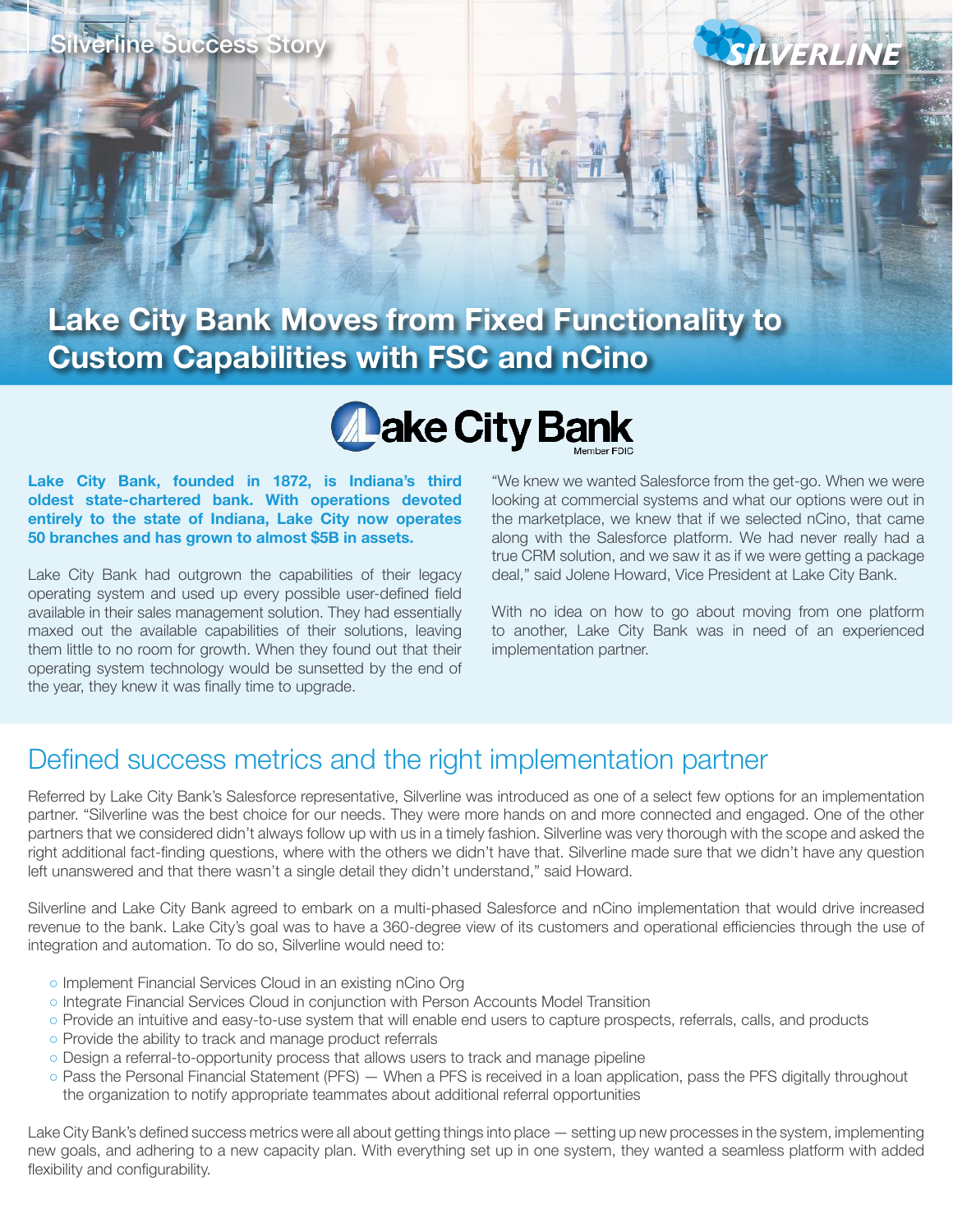Silverline Success Story

# Lake City Bank Moves from Fixed Functionality to Custom Capabilities with FSC and nCino

**Lake City Bank, founded in 1872, is Indiana's third oldest state-chartered bank. With operations devoted entirely to the state of Indiana, Lake City now operates 50 branches and has grown to almost $5B in assets.**

Lake City Bank had outgrown the capabilities of their legacy operating system and used up every possible user-defined field available in their sales management solution. They had essentially maxed out the available capabilities of their solutions, leaving them little to no room for growth. When they found out that their operating system technology would be sunsetted by the end of the year, they knew it was finally time to upgrade.

"We knew we wanted Salesforce from the get-go. When we were looking at commercial systems and what our options were out in the marketplace, we knew that if we selected nCino, that came along with the Salesforce platform. We had never really had a true CRM solution, and we saw it as if we were getting a package deal," said Jolene Howard, Vice President at Lake City Bank.

With no idea on how to go about moving from one platform to another, Lake City Bank was in need of an experienced implementation partner.

## Defined success metrics and the right implementation partner

Referred by Lake City Bank's Salesforce representative, Silverline was introduced as one of a select few options for an implementation partner. "Silverline was the best choice for our needs. They were more hands on and more connected and engaged. One of the other partners that we considered didn't always follow up with us in a timely fashion. Silverline was very thorough with the scope and asked the right additional fact-finding questions, where with the others we didn't have that. Silverline made sure that we didn't have any question left unanswered and that there wasn't a single detail they didn't understand," said Howard.

Silverline and Lake City Bank agreed to embark on a multi-phased Salesforce and nCino implementation that would drive increased revenue to the bank. Lake City's goal was to have a 360-degree view of its customers and operational efficiencies through the use of integration and automation. To do so, Silverline would need to:

- Implement Financial Services Cloud in an existing nCino Org
- Integrate Financial Services Cloud in conjunction with Person Accounts Model Transition
- Provide an intuitive and easy-to-use system that will enable end users to capture prospects, referrals, calls, and products
- Provide the ability to track and manage product referrals
- Design a referral-to-opportunity process that allows users to track and manage pipeline
- Pass the Personal Financial Statement (PFS) — When a PFS is received in a loan application, pass the PFS digitally throughout the organization to notify appropriate teammates about additional referral opportunities

Lake City Bank's defined success metrics were all about getting things into place — setting up new processes in the system, implementing new goals, and adhering to a new capacity plan. With everything set up in one system, they wanted a seamless platform with added flexibility and configurability.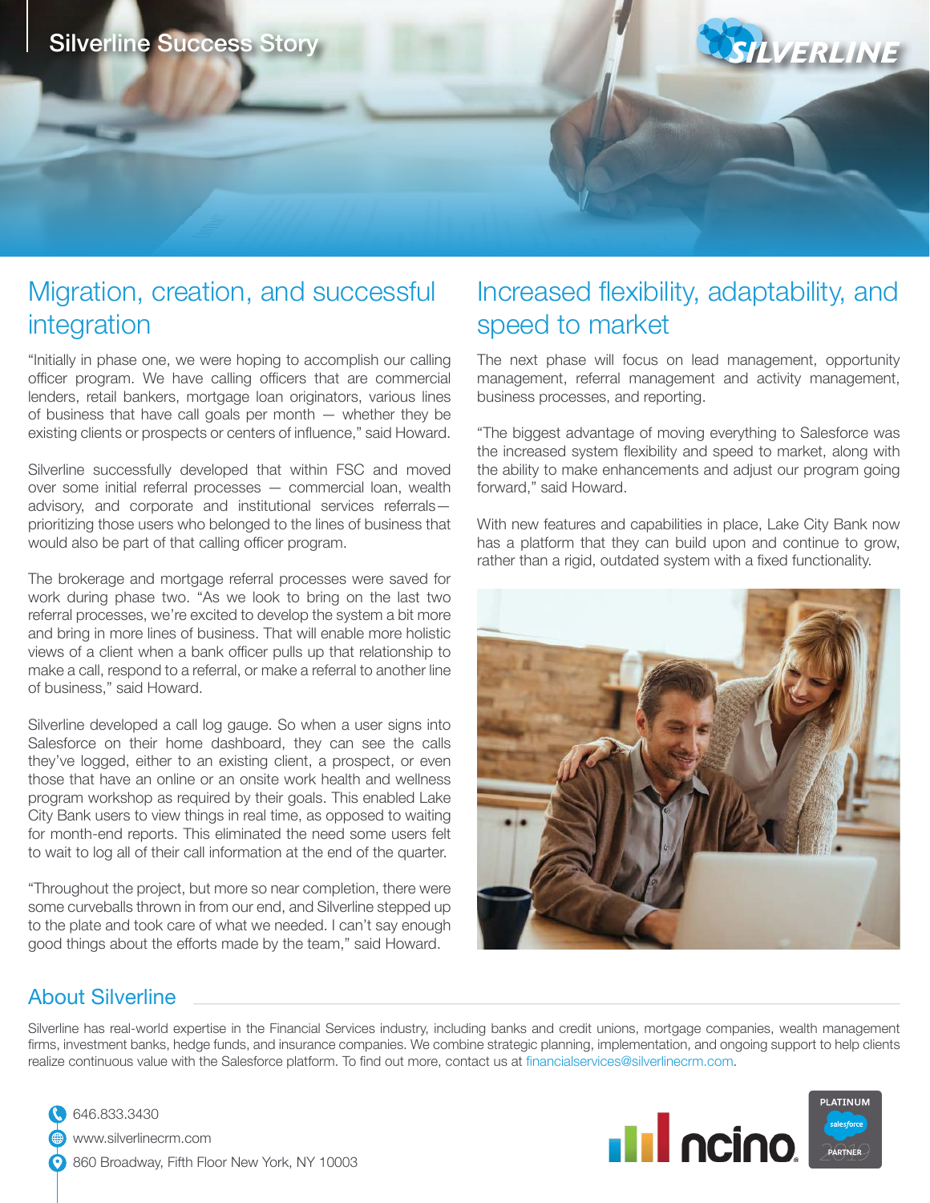Silverline Success Story

## Migration, creation, and successful integration

"Initially in phase one, we were hoping to accomplish our calling officer program. We have calling officers that are commercial lenders, retail bankers, mortgage loan originators, various lines of business that have call goals per month — whether they be existing clients or prospects or centers of influence," said Howard.

Silverline successfully developed that within FSC and moved over some initial referral processes — commercial loan, wealth advisory, and corporate and institutional services referrals—prioritizing those users who belonged to the lines of business that would also be part of that calling officer program.

The brokerage and mortgage referral processes were saved for work during phase two. "As we look to bring on the last two referral processes, we're excited to develop the system a bit more and bring in more lines of business. That will enable more holistic views of a client when a bank officer pulls up that relationship to make a call, respond to a referral, or make a referral to another line of business," said Howard.

Silverline developed a call log gauge. So when a user signs into Salesforce on their home dashboard, they can see the calls they've logged, either to an existing client, a prospect, or even those that have an online or an onsite work health and wellness program workshop as required by their goals. This enabled Lake City Bank users to view things in real time, as opposed to waiting for month-end reports. This eliminated the need some users felt to wait to log all of their call information at the end of the quarter.

"Throughout the project, but more so near completion, there were some curveballs thrown in from our end, and Silverline stepped up to the plate and took care of what we needed. I can't say enough good things about the efforts made by the team," said Howard.

## Increased flexibility, adaptability, and speed to market

The next phase will focus on lead management, opportunity management, referral management and activity management, business processes, and reporting.

"The biggest advantage of moving everything to Salesforce was the increased system flexibility and speed to market, along with the ability to make enhancements and adjust our program going forward," said Howard.

With new features and capabilities in place, Lake City Bank now has a platform that they can build upon and continue to grow, rather than a rigid, outdated system with a fixed functionality.

## About Silverline

Silverline has real-world expertise in the Financial Services industry, including banks and credit unions, mortgage companies, wealth management firms, investment banks, hedge funds, and insurance companies. We combine strategic planning, implementation, and ongoing support to help clients realize continuous value with the Salesforce platform. To find out more, contact us at financialservices@silverlinecrm.com.

646.833.3430

www.silverlinecrm.com

860 Broadway, Fifth Floor New York, NY 10003